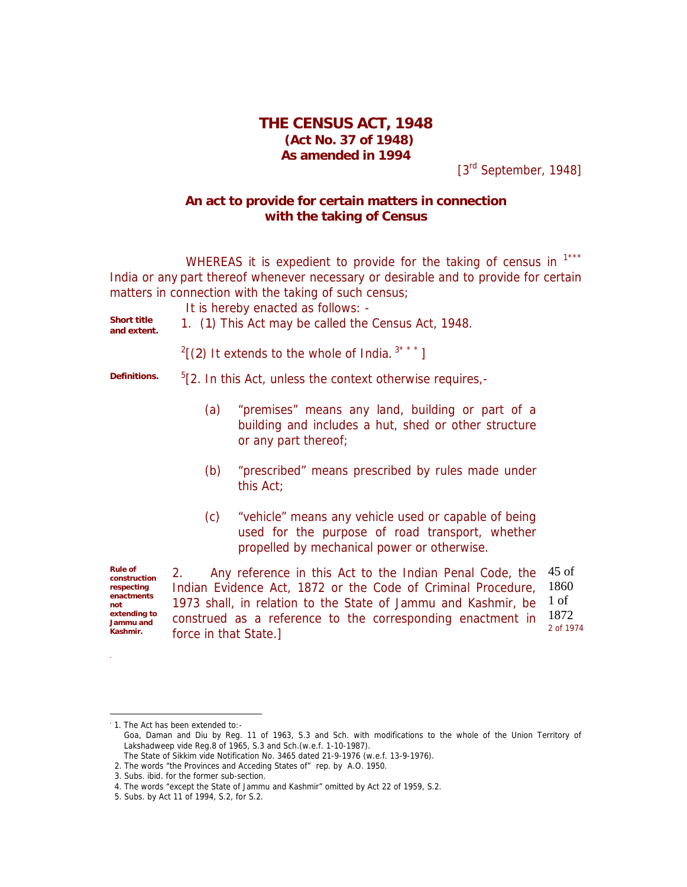# THE CENSUS ACT, 1948

**(Act No. 37 of 1948)**

**As amended in 1994**

[3rd September, 1948]

## An act to provide for certain matters in connection with the taking of Census

WHEREAS it is expedient to provide for the taking of census in [1]*** India or any part thereof whenever necessary or desirable and to provide for certain matters in connection with the taking of such census;

It is hereby enacted as follows: -

**Short title and extent.**

1. (1) This Act may be called the Census Act, 1948.

[2][(2) It extends to the whole of India. [3]* * * ]

**Definitions.**

[5][2. In this Act, unless the context otherwise requires,-

(a) "premises" means any land, building or part of a building and includes a hut, shed or other structure or any part thereof;

(b) "prescribed" means prescribed by rules made under this Act;

(c) "vehicle" means any vehicle used or capable of being used for the purpose of road transport, whether propelled by mechanical power or otherwise.

**Rule of construction respecting enactments not extending to Jammu and Kashmir.**

2. Any reference in this Act to the Indian Penal Code, the Indian Evidence Act, 1872 or the Code of Criminal Procedure, 1973 shall, in relation to the State of Jammu and Kashmir, be construed as a reference to the corresponding enactment in force in that State.]

45 of 1860

1 of 1872

2 of 1974

---

1. The Act has been extended to:-
   Goa, Daman and Diu by Reg. 11 of 1963, S.3 and Sch. with modifications to the whole of the Union Territory of Lakshadweep vide Reg.8 of 1965, S.3 and Sch.(w.e.f. 1-10-1987).
   The State of Sikkim vide Notification No. 3465 dated 21-9-1976 (w.e.f. 13-9-1976).
2. The words "the Provinces and Acceding States of" rep. by A.O. 1950.
3. Subs. ibid. for the former sub-section.
4. The words "except the State of Jammu and Kashmir" omitted by Act 22 of 1959, S.2.
5. Subs. by Act 11 of 1994, S.2, for S.2.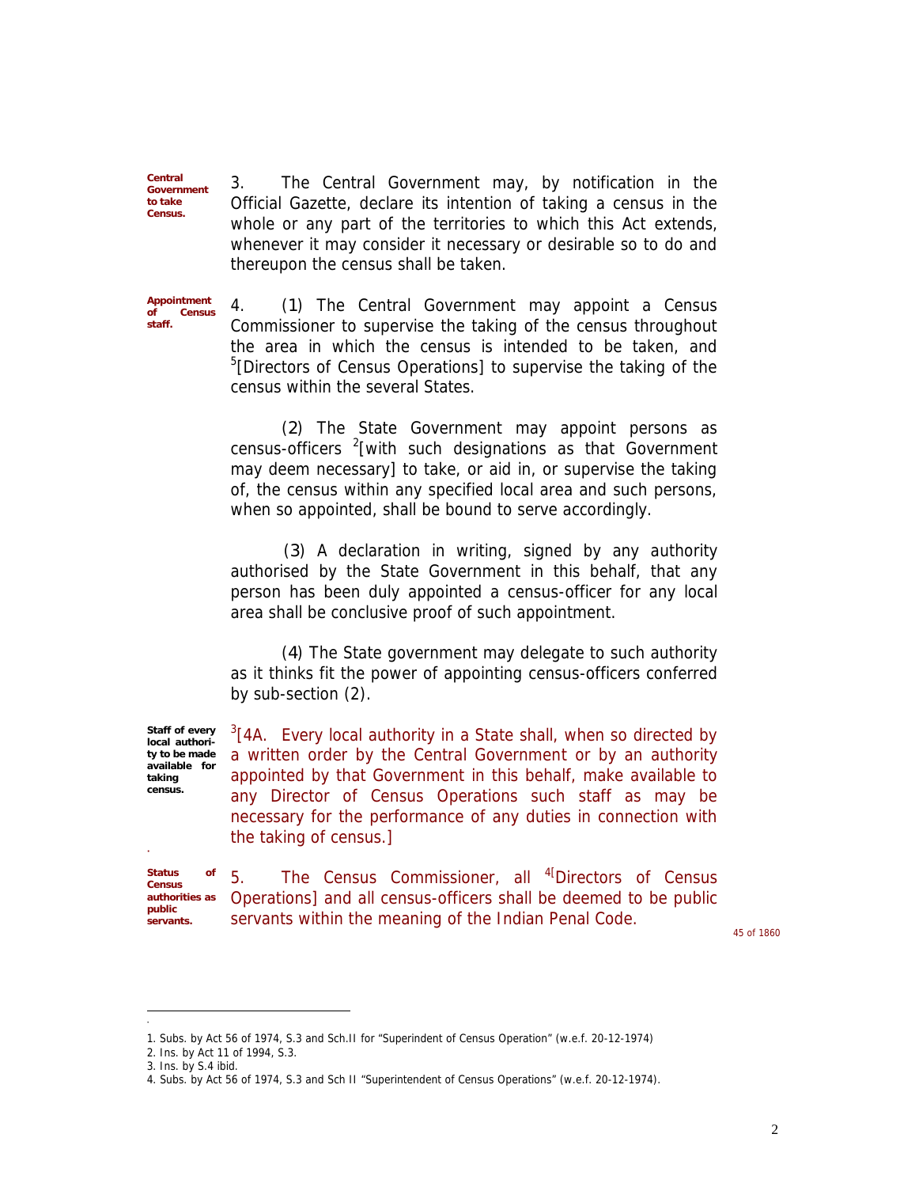**Central Government to take Census.**

3. The Central Government may, by notification in the Official Gazette, declare its intention of taking a census in the whole or any part of the territories to which this Act extends, whenever it may consider it necessary or desirable so to do and thereupon the census shall be taken.

**Appointment of Census staff.**

4. (1) The Central Government may appoint a Census Commissioner to supervise the taking of the census throughout the area in which the census is intended to be taken, and [5][Directors of Census Operations] to supervise the taking of the census within the several States.

(2) The State Government may appoint persons as census-officers [2][with such designations as that Government may deem necessary] to take, or aid in, or supervise the taking of, the census within any specified local area and such persons, when so appointed, shall be bound to serve accordingly.

(3) A declaration in writing, signed by any authority authorised by the State Government in this behalf, that any person has been duly appointed a census-officer for any local area shall be conclusive proof of such appointment.

(4) The State government may delegate to such authority as it thinks fit the power of appointing census-officers conferred by sub-section (2).

**Staff of every local authority to be made available for taking census.**

[3][4A. Every local authority in a State shall, when so directed by a written order by the Central Government or by an authority appointed by that Government in this behalf, make available to any Director of Census Operations such staff as may be necessary for the performance of any duties in connection with the taking of census.]

**Status of Census authorities as public servants.**

5. The Census Commissioner, all [4][Directors of Census Operations] and all census-officers shall be deemed to be public servants within the meaning of the Indian Penal Code.

45 of 1860

---

1. Subs. by Act 56 of 1974, S.3 and Sch.II for "Superindent of Census Operation" (w.e.f. 20-12-1974)
2. Ins. by Act 11 of 1994, S.3.
3. Ins. by S.4 ibid.
4. Subs. by Act 56 of 1974, S.3 and Sch II "Superintendent of Census Operations" (w.e.f. 20-12-1974).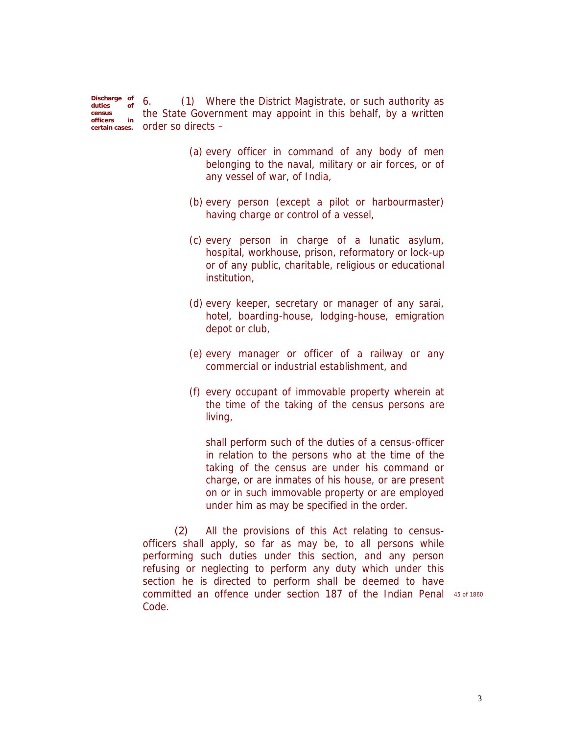**Discharge of duties of census officers in certain cases.**

6. (1) Where the District Magistrate, or such authority as the State Government may appoint in this behalf, by a written order so directs –

(a) every officer in command of any body of men belonging to the naval, military or air forces, or of any vessel of war, of India,

(b) every person (except a pilot or harbourmaster) having charge or control of a vessel,

(c) every person in charge of a lunatic asylum, hospital, workhouse, prison, reformatory or lock-up or of any public, charitable, religious or educational institution,

(d) every keeper, secretary or manager of any sarai, hotel, boarding-house, lodging-house, emigration depot or club,

(e) every manager or officer of a railway or any commercial or industrial establishment, and

(f) every occupant of immovable property wherein at the time of the taking of the census persons are living,

shall perform such of the duties of a census-officer in relation to the persons who at the time of the taking of the census are under his command or charge, or are inmates of his house, or are present on or in such immovable property or are employed under him as may be specified in the order.

(2) All the provisions of this Act relating to census-officers shall apply, so far as may be, to all persons while performing such duties under this section, and any person refusing or neglecting to perform any duty which under this section he is directed to perform shall be deemed to have committed an offence under section 187 of the Indian Penal Code.

45 of 1860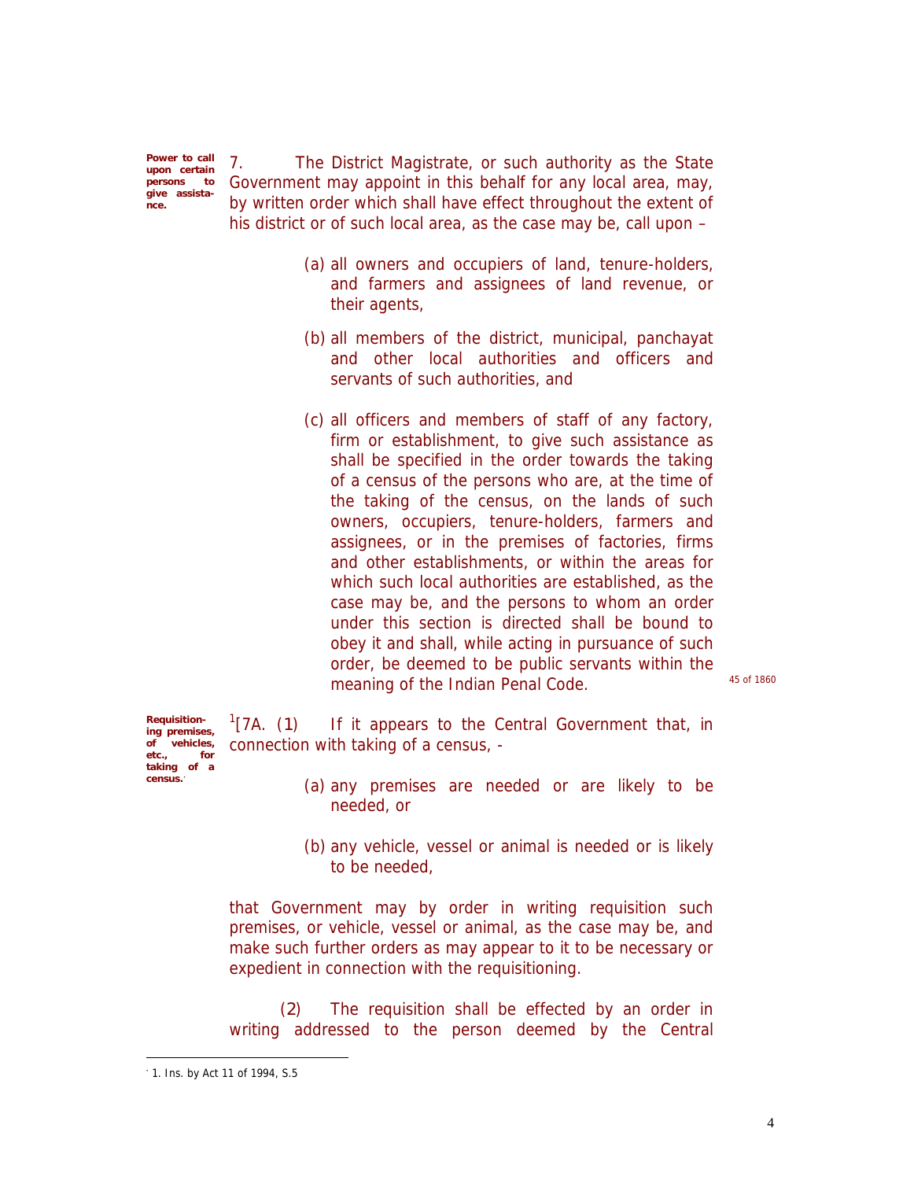**Power to call upon certain persons to give assistance.**

7. The District Magistrate, or such authority as the State Government may appoint in this behalf for any local area, may, by written order which shall have effect throughout the extent of his district or of such local area, as the case may be, call upon –

(a) all owners and occupiers of land, tenure-holders, and farmers and assignees of land revenue, or their agents,

(b) all members of the district, municipal, panchayat and other local authorities and officers and servants of such authorities, and

(c) all officers and members of staff of any factory, firm or establishment, to give such assistance as shall be specified in the order towards the taking of a census of the persons who are, at the time of the taking of the census, on the lands of such owners, occupiers, tenure-holders, farmers and assignees, or in the premises of factories, firms and other establishments, or within the areas for which such local authorities are established, as the case may be, and the persons to whom an order under this section is directed shall be bound to obey it and shall, while acting in pursuance of such order, be deemed to be public servants within the meaning of the Indian Penal Code. *45 of 1860*

**Requisitioning premises, of vehicles, etc., for taking of a census.**

[1][7A. (1) If it appears to the Central Government that, in connection with taking of a census, -

(a) any premises are needed or are likely to be needed, or

(b) any vehicle, vessel or animal is needed or is likely to be needed,

that Government may by order in writing requisition such premises, or vehicle, vessel or animal, as the case may be, and make such further orders as may appear to it to be necessary or expedient in connection with the requisitioning.

(2) The requisition shall be effected by an order in writing addressed to the person deemed by the Central

---

1. Ins. by Act 11 of 1994, S.5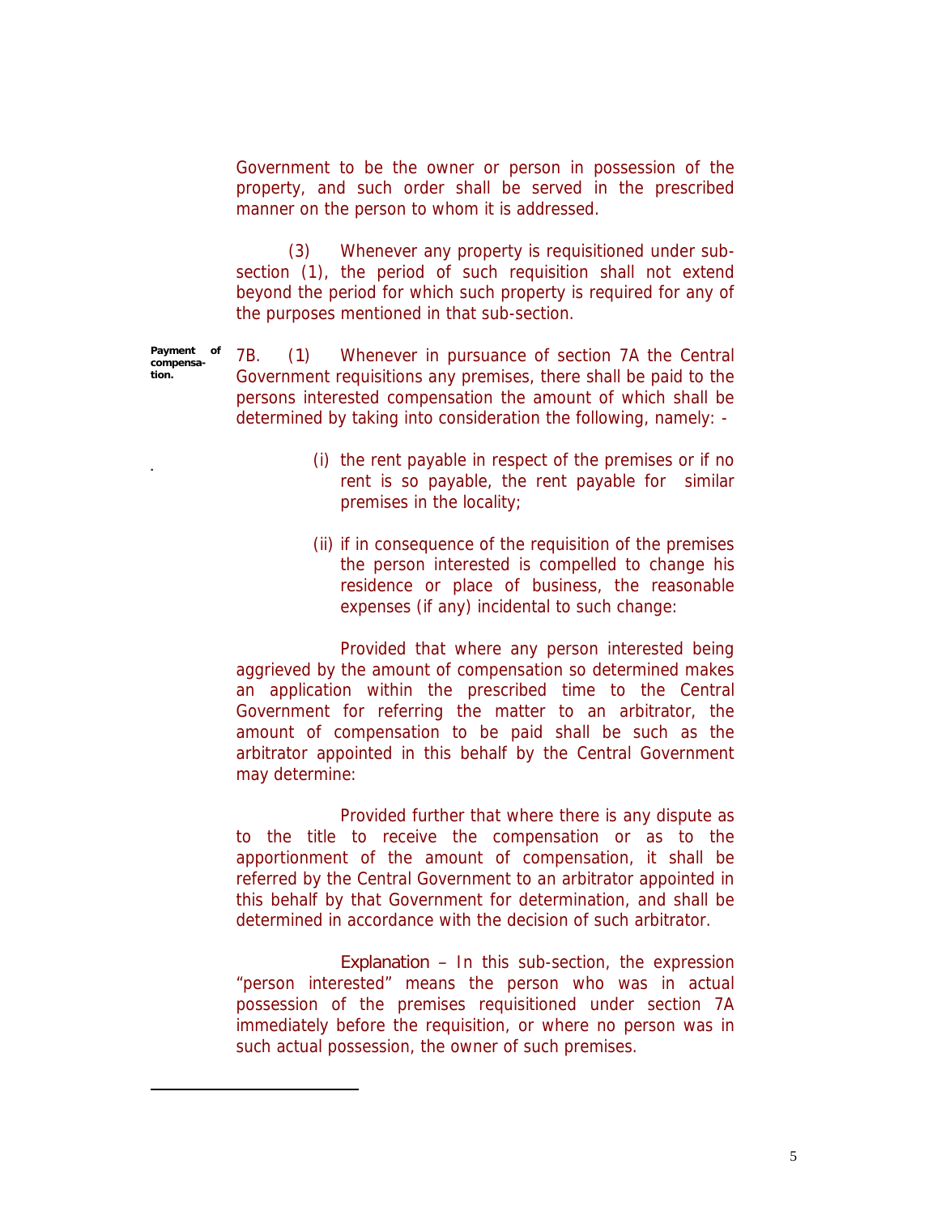Government to be the owner or person in possession of the property, and such order shall be served in the prescribed manner on the person to whom it is addressed.

(3) Whenever any property is requisitioned under sub-section (1), the period of such requisition shall not extend beyond the period for which such property is required for any of the purposes mentioned in that sub-section.

**Payment of compensation.**

7B. (1) Whenever in pursuance of section 7A the Central Government requisitions any premises, there shall be paid to the persons interested compensation the amount of which shall be determined by taking into consideration the following, namely: -

(i) the rent payable in respect of the premises or if no rent is so payable, the rent payable for similar premises in the locality;

(ii) if in consequence of the requisition of the premises the person interested is compelled to change his residence or place of business, the reasonable expenses (if any) incidental to such change:

Provided that where any person interested being aggrieved by the amount of compensation so determined makes an application within the prescribed time to the Central Government for referring the matter to an arbitrator, the amount of compensation to be paid shall be such as the arbitrator appointed in this behalf by the Central Government may determine:

Provided further that where there is any dispute as to the title to receive the compensation or as to the apportionment of the amount of compensation, it shall be referred by the Central Government to an arbitrator appointed in this behalf by that Government for determination, and shall be determined in accordance with the decision of such arbitrator.

*Explanation* – In this sub-section, the expression "person interested" means the person who was in actual possession of the premises requisitioned under section 7A immediately before the requisition, or where no person was in such actual possession, the owner of such premises.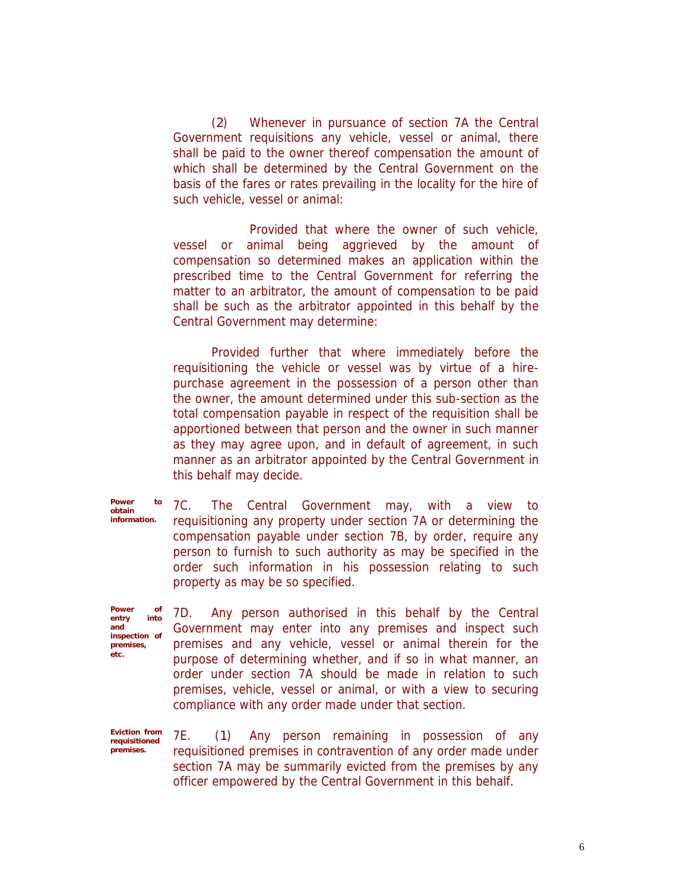(2) Whenever in pursuance of section 7A the Central Government requisitions any vehicle, vessel or animal, there shall be paid to the owner thereof compensation the amount of which shall be determined by the Central Government on the basis of the fares or rates prevailing in the locality for the hire of such vehicle, vessel or animal:

Provided that where the owner of such vehicle, vessel or animal being aggrieved by the amount of compensation so determined makes an application within the prescribed time to the Central Government for referring the matter to an arbitrator, the amount of compensation to be paid shall be such as the arbitrator appointed in this behalf by the Central Government may determine:

Provided further that where immediately before the requisitioning the vehicle or vessel was by virtue of a hire-purchase agreement in the possession of a person other than the owner, the amount determined under this sub-section as the total compensation payable in respect of the requisition shall be apportioned between that person and the owner in such manner as they may agree upon, and in default of agreement, in such manner as an arbitrator appointed by the Central Government in this behalf may decide.

**Power to obtain information.**

7C. The Central Government may, with a view to requisitioning any property under section 7A or determining the compensation payable under section 7B, by order, require any person to furnish to such authority as may be specified in the order such information in his possession relating to such property as may be so specified.

**Power of entry into and inspection of premises, etc.**

7D. Any person authorised in this behalf by the Central Government may enter into any premises and inspect such premises and any vehicle, vessel or animal therein for the purpose of determining whether, and if so in what manner, an order under section 7A should be made in relation to such premises, vehicle, vessel or animal, or with a view to securing compliance with any order made under that section.

**Eviction from requisitioned premises.**

7E. (1) Any person remaining in possession of any requisitioned premises in contravention of any order made under section 7A may be summarily evicted from the premises by any officer empowered by the Central Government in this behalf.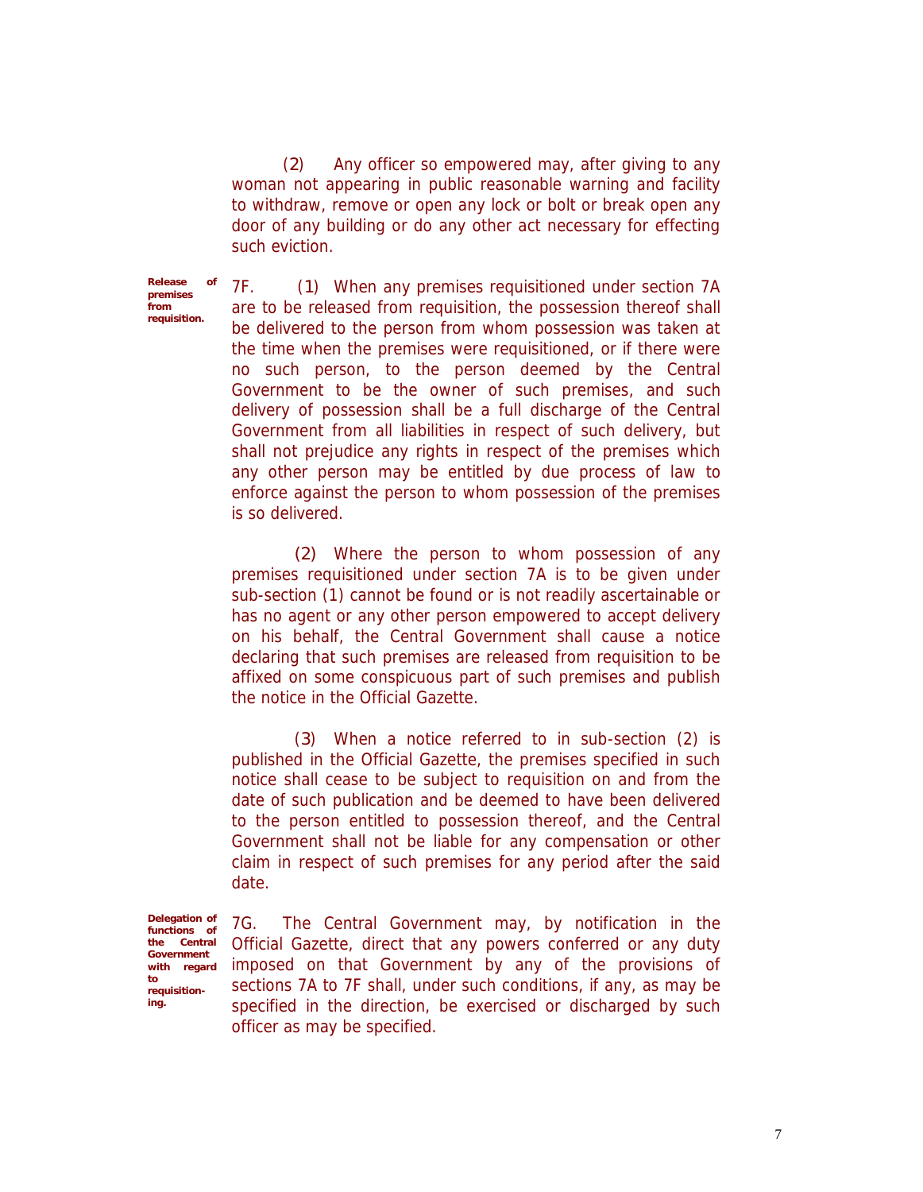(2) Any officer so empowered may, after giving to any woman not appearing in public reasonable warning and facility to withdraw, remove or open any lock or bolt or break open any door of any building or do any other act necessary for effecting such eviction.

**Release of premises from requisition.**

7F. (1) When any premises requisitioned under section 7A are to be released from requisition, the possession thereof shall be delivered to the person from whom possession was taken at the time when the premises were requisitioned, or if there were no such person, to the person deemed by the Central Government to be the owner of such premises, and such delivery of possession shall be a full discharge of the Central Government from all liabilities in respect of such delivery, but shall not prejudice any rights in respect of the premises which any other person may be entitled by due process of law to enforce against the person to whom possession of the premises is so delivered.

(2) Where the person to whom possession of any premises requisitioned under section 7A is to be given under sub-section (1) cannot be found or is not readily ascertainable or has no agent or any other person empowered to accept delivery on his behalf, the Central Government shall cause a notice declaring that such premises are released from requisition to be affixed on some conspicuous part of such premises and publish the notice in the Official Gazette.

(3) When a notice referred to in sub-section (2) is published in the Official Gazette, the premises specified in such notice shall cease to be subject to requisition on and from the date of such publication and be deemed to have been delivered to the person entitled to possession thereof, and the Central Government shall not be liable for any compensation or other claim in respect of such premises for any period after the said date.

**Delegation of functions of the Central Government with regard to requisitioning.**

7G. The Central Government may, by notification in the Official Gazette, direct that any powers conferred or any duty imposed on that Government by any of the provisions of sections 7A to 7F shall, under such conditions, if any, as may be specified in the direction, be exercised or discharged by such officer as may be specified.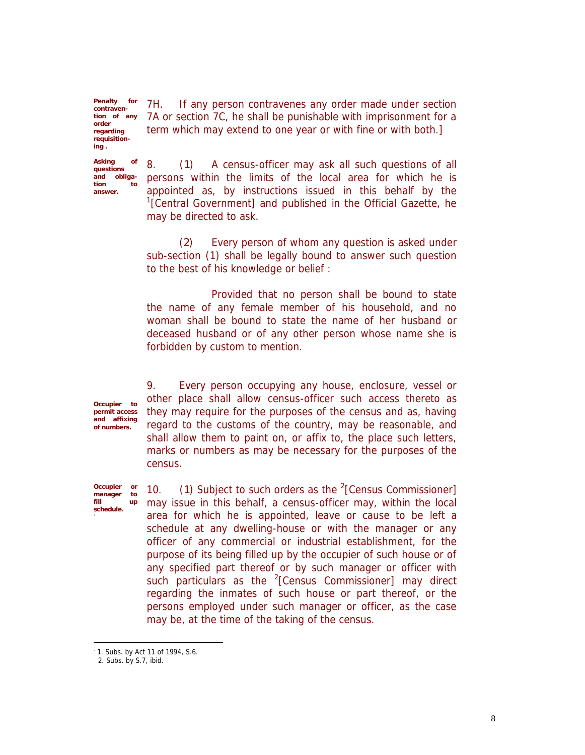**Penalty for contravention of any order regarding requisitioning.**

7H. If any person contravenes any order made under section 7A or section 7C, he shall be punishable with imprisonment for a term which may extend to one year or with fine or with both.]

**Asking of questions and obligation to answer.**

8. (1) A census-officer may ask all such questions of all persons within the limits of the local area for which he is appointed as, by instructions issued in this behalf by the [1][Central Government] and published in the Official Gazette, he may be directed to ask.

(2) Every person of whom any question is asked under sub-section (1) shall be legally bound to answer such question to the best of his knowledge or belief :

Provided that no person shall be bound to state the name of any female member of his household, and no woman shall be bound to state the name of her husband or deceased husband or of any other person whose name she is forbidden by custom to mention.

**Occupier to permit access and affixing of numbers.**

9. Every person occupying any house, enclosure, vessel or other place shall allow census-officer such access thereto as they may require for the purposes of the census and as, having regard to the customs of the country, may be reasonable, and shall allow them to paint on, or affix to, the place such letters, marks or numbers as may be necessary for the purposes of the census.

**Occupier or manager to fill up schedule.**

10. (1) Subject to such orders as the [2][Census Commissioner] may issue in this behalf, a census-officer may, within the local area for which he is appointed, leave or cause to be left a schedule at any dwelling-house or with the manager or any officer of any commercial or industrial establishment, for the purpose of its being filled up by the occupier of such house or of any specified part thereof or by such manager or officer with such particulars as the [2][Census Commissioner] may direct regarding the inmates of such house or part thereof, or the persons employed under such manager or officer, as the case may be, at the time of the taking of the census.

---

1. Subs. by Act 11 of 1994, S.6.
2. Subs. by S.7, ibid.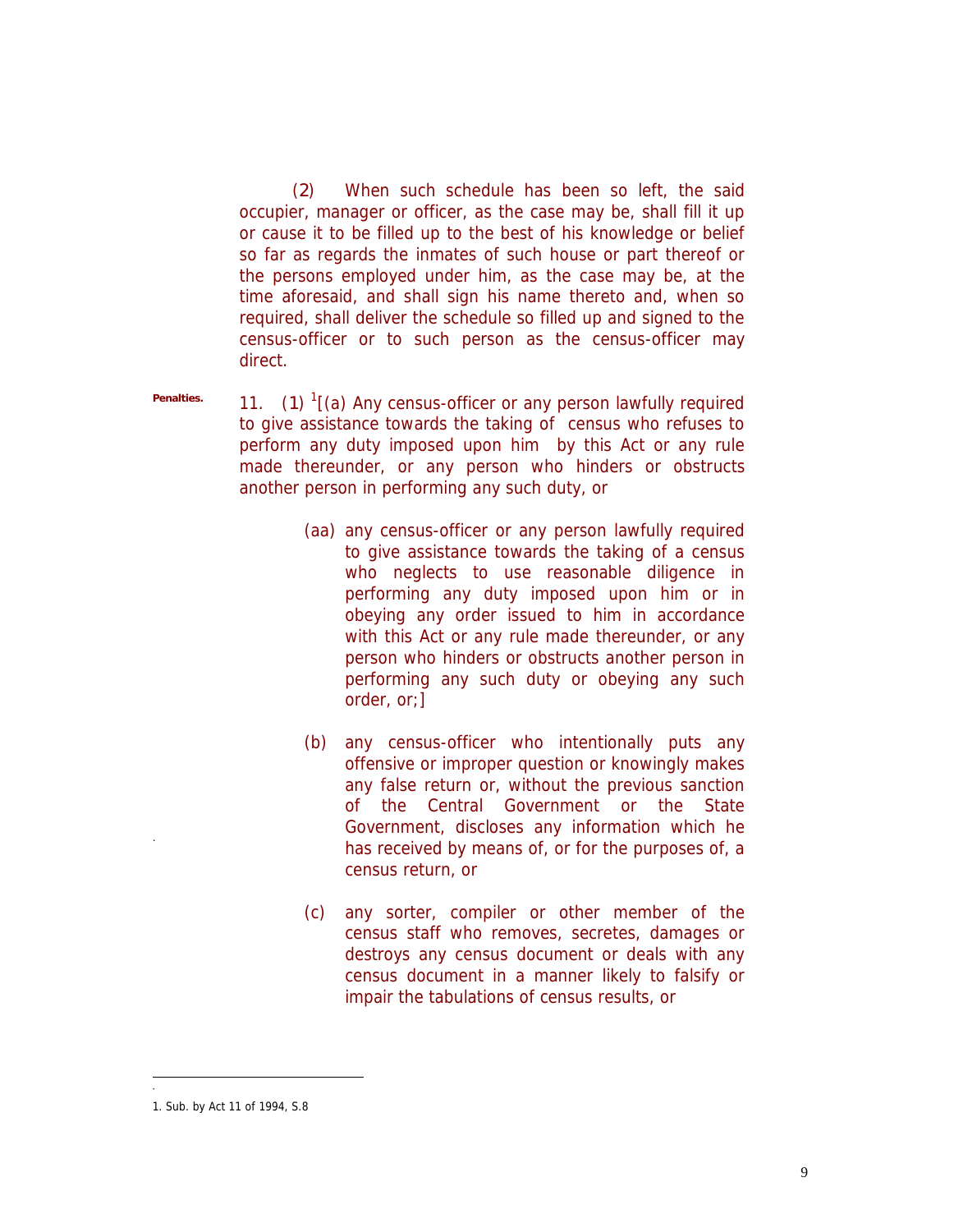(2) When such schedule has been so left, the said occupier, manager or officer, as the case may be, shall fill it up or cause it to be filled up to the best of his knowledge or belief so far as regards the inmates of such house or part thereof or the persons employed under him, as the case may be, at the time aforesaid, and shall sign his name thereto and, when so required, shall deliver the schedule so filled up and signed to the census-officer or to such person as the census-officer may direct.

**Penalties.**

11. (1) [1][(a) Any census-officer or any person lawfully required to give assistance towards the taking of census who refuses to perform any duty imposed upon him by this Act or any rule made thereunder, or any person who hinders or obstructs another person in performing any such duty, or

(aa) any census-officer or any person lawfully required to give assistance towards the taking of a census who neglects to use reasonable diligence in performing any duty imposed upon him or in obeying any order issued to him in accordance with this Act or any rule made thereunder, or any person who hinders or obstructs another person in performing any such duty or obeying any such order, or;]

(b) any census-officer who intentionally puts any offensive or improper question or knowingly makes any false return or, without the previous sanction of the Central Government or the State Government, discloses any information which he has received by means of, or for the purposes of, a census return, or

(c) any sorter, compiler or other member of the census staff who removes, secretes, damages or destroys any census document or deals with any census document in a manner likely to falsify or impair the tabulations of census results, or

---

1. Sub. by Act 11 of 1994, S.8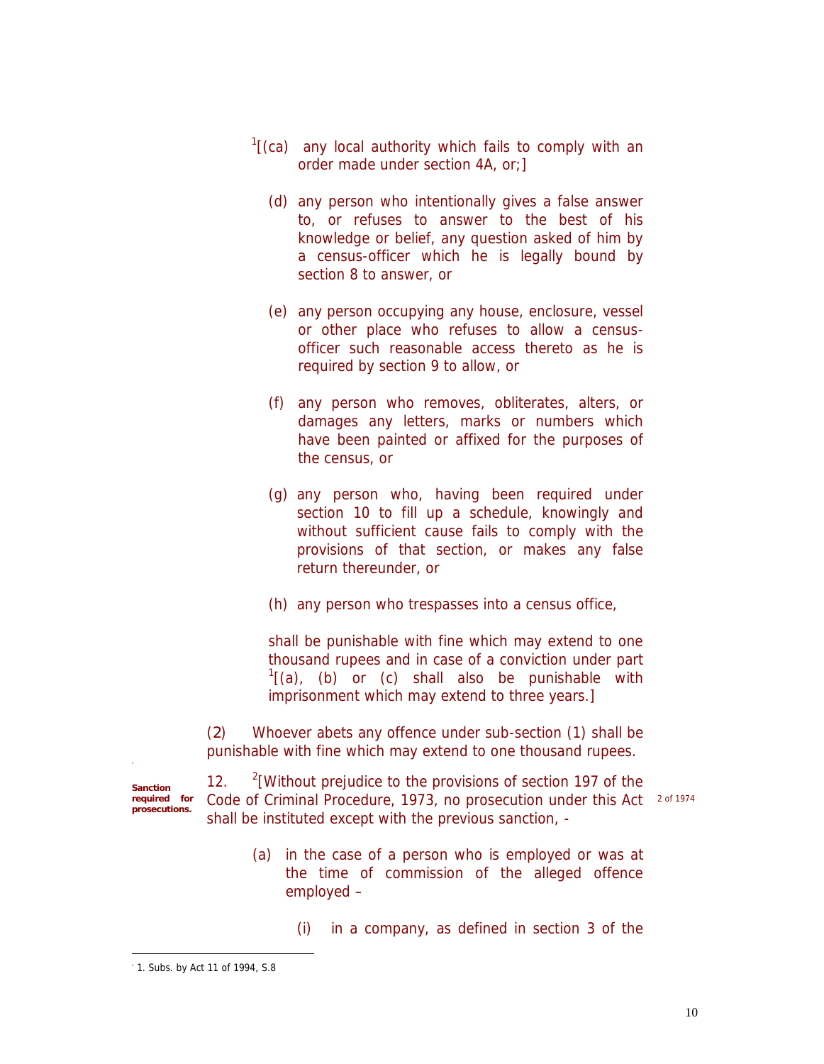[1][(ca) any local authority which fails to comply with an order made under section 4A, or;]

(d) any person who intentionally gives a false answer to, or refuses to answer to the best of his knowledge or belief, any question asked of him by a census-officer which he is legally bound by section 8 to answer, or

(e) any person occupying any house, enclosure, vessel or other place who refuses to allow a census-officer such reasonable access thereto as he is required by section 9 to allow, or

(f) any person who removes, obliterates, alters, or damages any letters, marks or numbers which have been painted or affixed for the purposes of the census, or

(g) any person who, having been required under section 10 to fill up a schedule, knowingly and without sufficient cause fails to comply with the provisions of that section, or makes any false return thereunder, or

(h) any person who trespasses into a census office,

shall be punishable with fine which may extend to one thousand rupees and in case of a conviction under part [1][(a), (b) or (c) shall also be punishable with imprisonment which may extend to three years.]

(2) Whoever abets any offence under sub-section (1) shall be punishable with fine which may extend to one thousand rupees.

**Sanction required for prosecutions.**

12. [2][Without prejudice to the provisions of section 197 of the Code of Criminal Procedure, 1973, no prosecution under this Act shall be instituted except with the previous sanction, - 2 of 1974

(a) in the case of a person who is employed or was at the time of commission of the alleged offence employed –

(i) in a company, as defined in section 3 of the

---

1. Subs. by Act 11 of 1994, S.8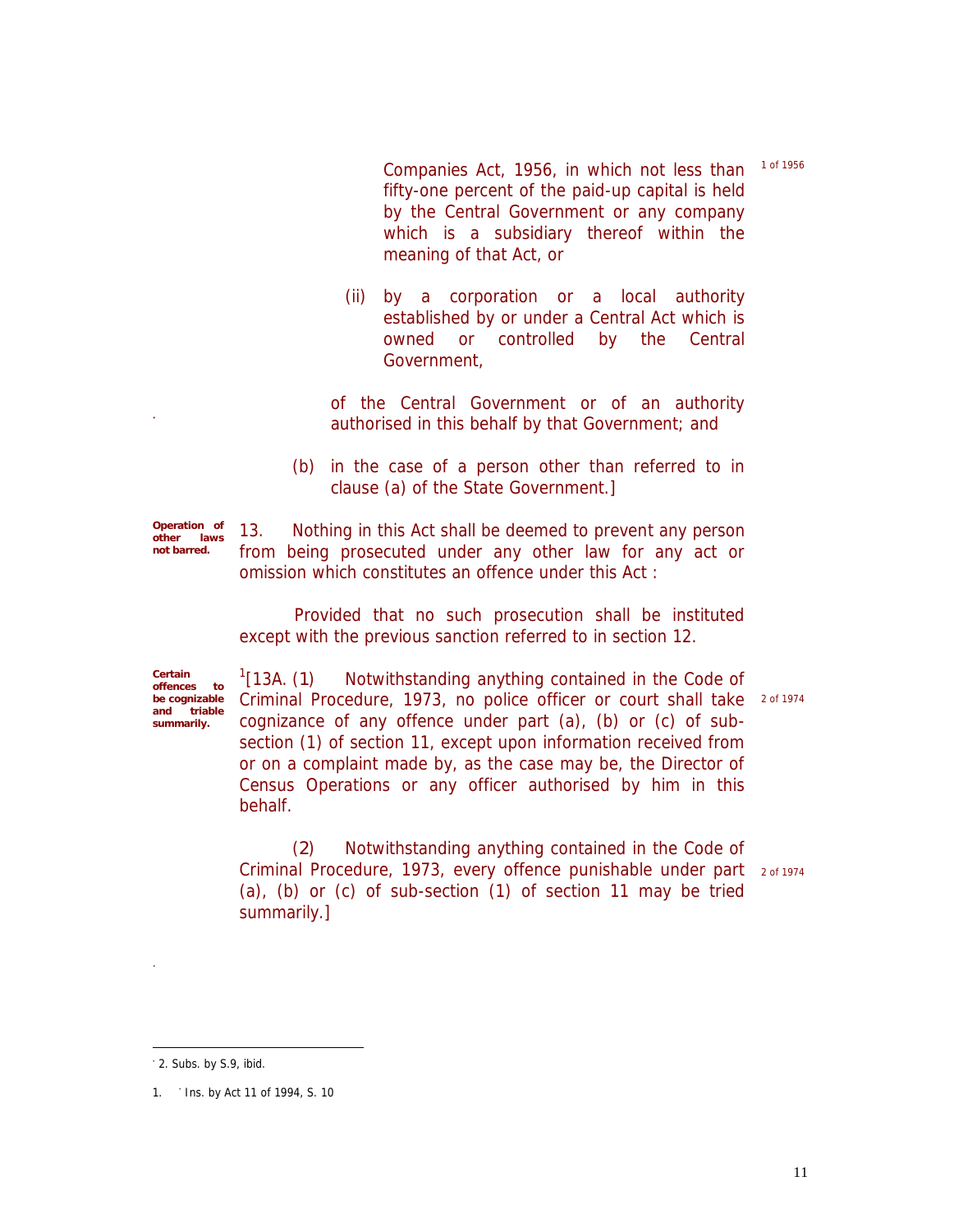Companies Act, 1956, in which not less than fifty-one percent of the paid-up capital is held by the Central Government or any company which is a subsidiary thereof within the meaning of that Act, or  1 of 1956

(ii) by a corporation or a local authority established by or under a Central Act which is owned or controlled by the Central Government,

of the Central Government or of an authority authorised in this behalf by that Government; and

(b) in the case of a person other than referred to in clause (a) of the State Government.]

**Operation of other laws not barred.**

13. Nothing in this Act shall be deemed to prevent any person from being prosecuted under any other law for any act or omission which constitutes an offence under this Act :

Provided that no such prosecution shall be instituted except with the previous sanction referred to in section 12.

**Certain offences to be cognizable and triable summarily.**

[1][13A. (1) Notwithstanding anything contained in the Code of Criminal Procedure, 1973, no police officer or court shall take cognizance of any offence under part (a), (b) or (c) of sub-section (1) of section 11, except upon information received from or on a complaint made by, as the case may be, the Director of Census Operations or any officer authorised by him in this behalf.  2 of 1974

(2) Notwithstanding anything contained in the Code of Criminal Procedure, 1973, every offence punishable under part (a), (b) or (c) of sub-section (1) of section 11 may be tried summarily.]  2 of 1974

---

` 2. Subs. by S.9, ibid.

1. ` Ins. by Act 11 of 1994, S. 10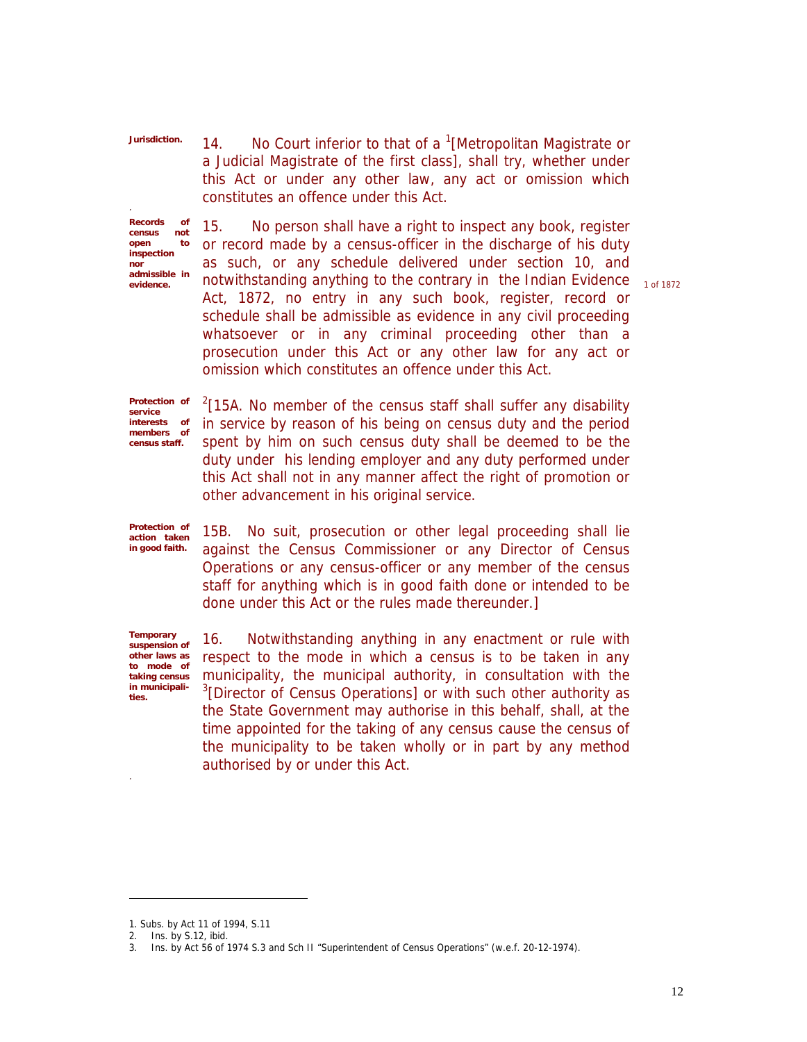**Jurisdiction.**

14. No Court inferior to that of a [1][Metropolitan Magistrate or a Judicial Magistrate of the first class], shall try, whether under this Act or under any other law, any act or omission which constitutes an offence under this Act.

**Records of census not open to inspection nor admissible in evidence.**

15. No person shall have a right to inspect any book, register or record made by a census-officer in the discharge of his duty as such, or any schedule delivered under section 10, and notwithstanding anything to the contrary in the Indian Evidence Act, 1872, no entry in any such book, register, record or schedule shall be admissible as evidence in any civil proceeding whatsoever or in any criminal proceeding other than a prosecution under this Act or any other law for any act or omission which constitutes an offence under this Act.

1 of 1872

**Protection of service interests of members of census staff.**

[2][15A. No member of the census staff shall suffer any disability in service by reason of his being on census duty and the period spent by him on such census duty shall be deemed to be the duty under his lending employer and any duty performed under this Act shall not in any manner affect the right of promotion or other advancement in his original service.

**Protection of action taken in good faith.**

15B. No suit, prosecution or other legal proceeding shall lie against the Census Commissioner or any Director of Census Operations or any census-officer or any member of the census staff for anything which is in good faith done or intended to be done under this Act or the rules made thereunder.]

**Temporary suspension of other laws as to mode of taking census in municipalities.**

16. Notwithstanding anything in any enactment or rule with respect to the mode in which a census is to be taken in any municipality, the municipal authority, in consultation with the [3][Director of Census Operations] or with such other authority as the State Government may authorise in this behalf, shall, at the time appointed for the taking of any census cause the census of the municipality to be taken wholly or in part by any method authorised by or under this Act.

---

1. Subs. by Act 11 of 1994, S.11
2. Ins. by S.12, ibid.
3. Ins. by Act 56 of 1974 S.3 and Sch II "Superintendent of Census Operations" (w.e.f. 20-12-1974).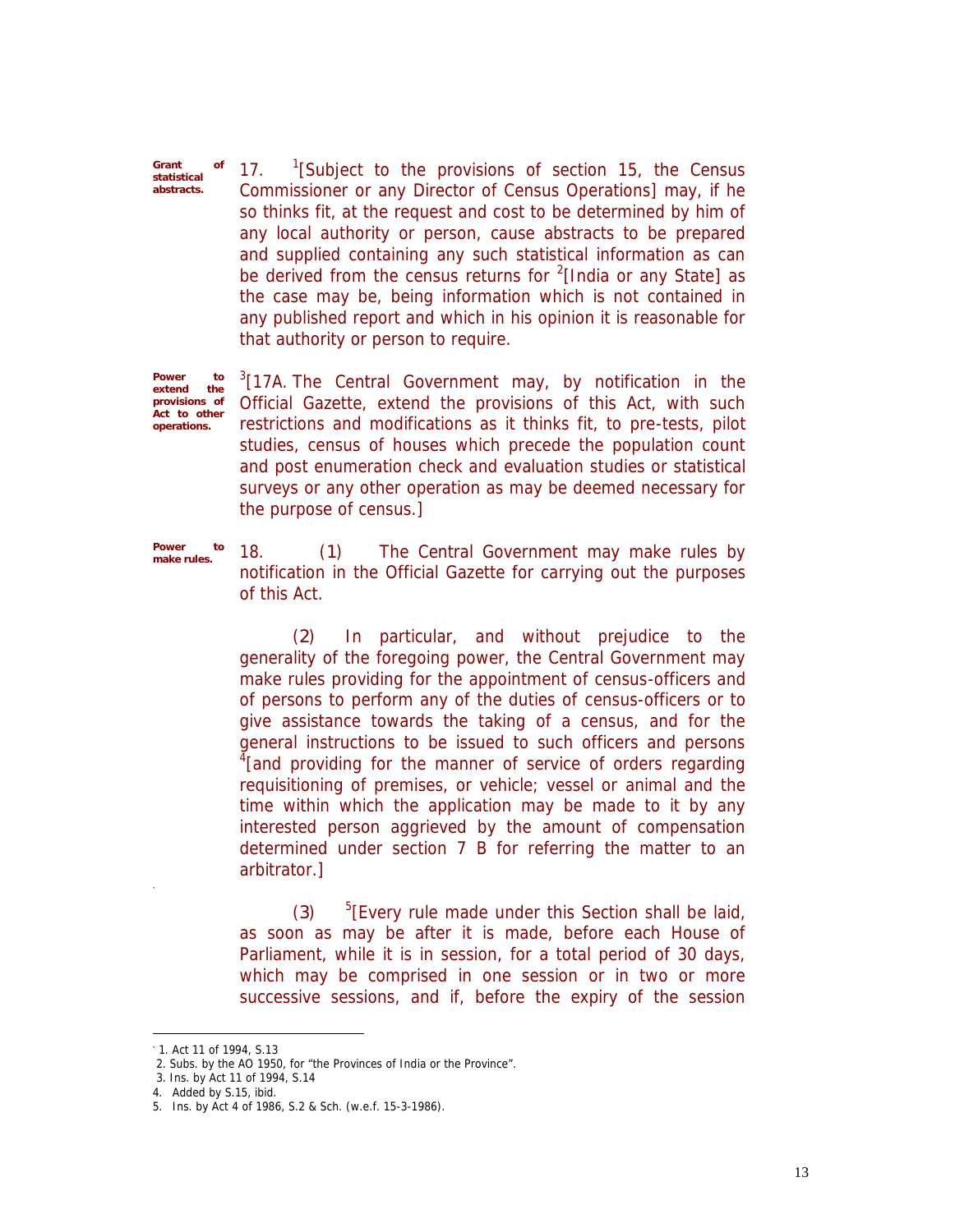**Grant of statistical abstracts.**

17. [1][Subject to the provisions of section 15, the Census Commissioner or any Director of Census Operations] may, if he so thinks fit, at the request and cost to be determined by him of any local authority or person, cause abstracts to be prepared and supplied containing any such statistical information as can be derived from the census returns for [2][India or any State] as the case may be, being information which is not contained in any published report and which in his opinion it is reasonable for that authority or person to require.

**Power to extend the provisions of Act to other operations.**

[3][17A. The Central Government may, by notification in the Official Gazette, extend the provisions of this Act, with such restrictions and modifications as it thinks fit, to pre-tests, pilot studies, census of houses which precede the population count and post enumeration check and evaluation studies or statistical surveys or any other operation as may be deemed necessary for the purpose of census.]

**Power to make rules.**

18. (1) The Central Government may make rules by notification in the Official Gazette for carrying out the purposes of this Act.

(2) In particular, and without prejudice to the generality of the foregoing power, the Central Government may make rules providing for the appointment of census-officers and of persons to perform any of the duties of census-officers or to give assistance towards the taking of a census, and for the general instructions to be issued to such officers and persons [4][and providing for the manner of service of orders regarding requisitioning of premises, or vehicle; vessel or animal and the time within which the application may be made to it by any interested person aggrieved by the amount of compensation determined under section 7 B for referring the matter to an arbitrator.]

(3) [5][Every rule made under this Section shall be laid, as soon as may be after it is made, before each House of Parliament, while it is in session, for a total period of 30 days, which may be comprised in one session or in two or more successive sessions, and if, before the expiry of the session

---

1. Act 11 of 1994, S.13
2. Subs. by the AO 1950, for "the Provinces of India or the Province".
3. Ins. by Act 11 of 1994, S.14
4. Added by S.15, ibid.
5. Ins. by Act 4 of 1986, S.2 & Sch. (w.e.f. 15-3-1986).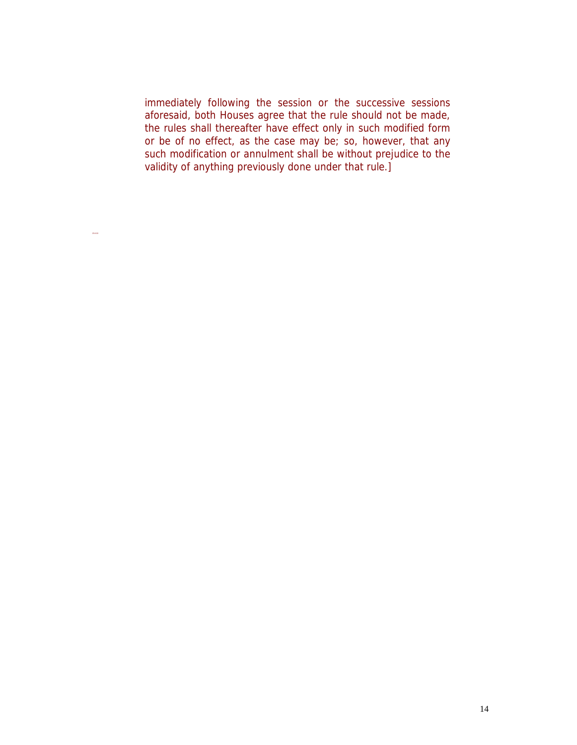immediately following the session or the successive sessions aforesaid, both Houses agree that the rule should not be made, the rules shall thereafter have effect only in such modified form or be of no effect, as the case may be; so, however, that any such modification or annulment shall be without prejudice to the validity of anything previously done under that rule.]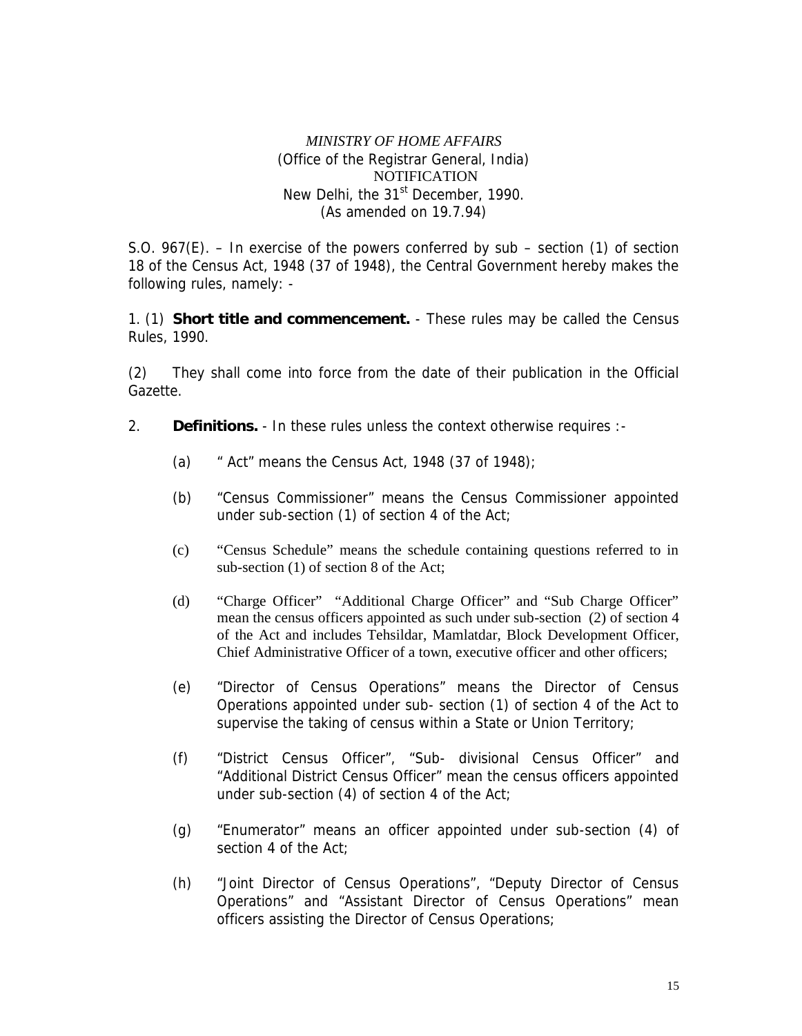*MINISTRY OF HOME AFFAIRS*
(Office of the Registrar General, India)
NOTIFICATION
New Delhi, the 31st December, 1990.
(As amended on 19.7.94)

S.O. 967(E). – In exercise of the powers conferred by sub – section (1) of section 18 of the Census Act, 1948 (37 of 1948), the Central Government hereby makes the following rules, namely: -

1. (1) **Short title and commencement.** - These rules may be called the Census Rules, 1990.

(2) They shall come into force from the date of their publication in the Official Gazette.

2. **Definitions.** - In these rules unless the context otherwise requires :-

   (a) " Act" means the Census Act, 1948 (37 of 1948);

   (b) "Census Commissioner" means the Census Commissioner appointed under sub-section (1) of section 4 of the Act;

   (c) "Census Schedule" means the schedule containing questions referred to in sub-section (1) of section 8 of the Act;

   (d) "Charge Officer" "Additional Charge Officer" and "Sub Charge Officer" mean the census officers appointed as such under sub-section (2) of section 4 of the Act and includes Tehsildar, Mamlatdar, Block Development Officer, Chief Administrative Officer of a town, executive officer and other officers;

   (e) "Director of Census Operations" means the Director of Census Operations appointed under sub- section (1) of section 4 of the Act to supervise the taking of census within a State or Union Territory;

   (f) "District Census Officer", "Sub- divisional Census Officer" and "Additional District Census Officer" mean the census officers appointed under sub-section (4) of section 4 of the Act;

   (g) "Enumerator" means an officer appointed under sub-section (4) of section 4 of the Act;

   (h) "Joint Director of Census Operations", "Deputy Director of Census Operations" and "Assistant Director of Census Operations" mean officers assisting the Director of Census Operations;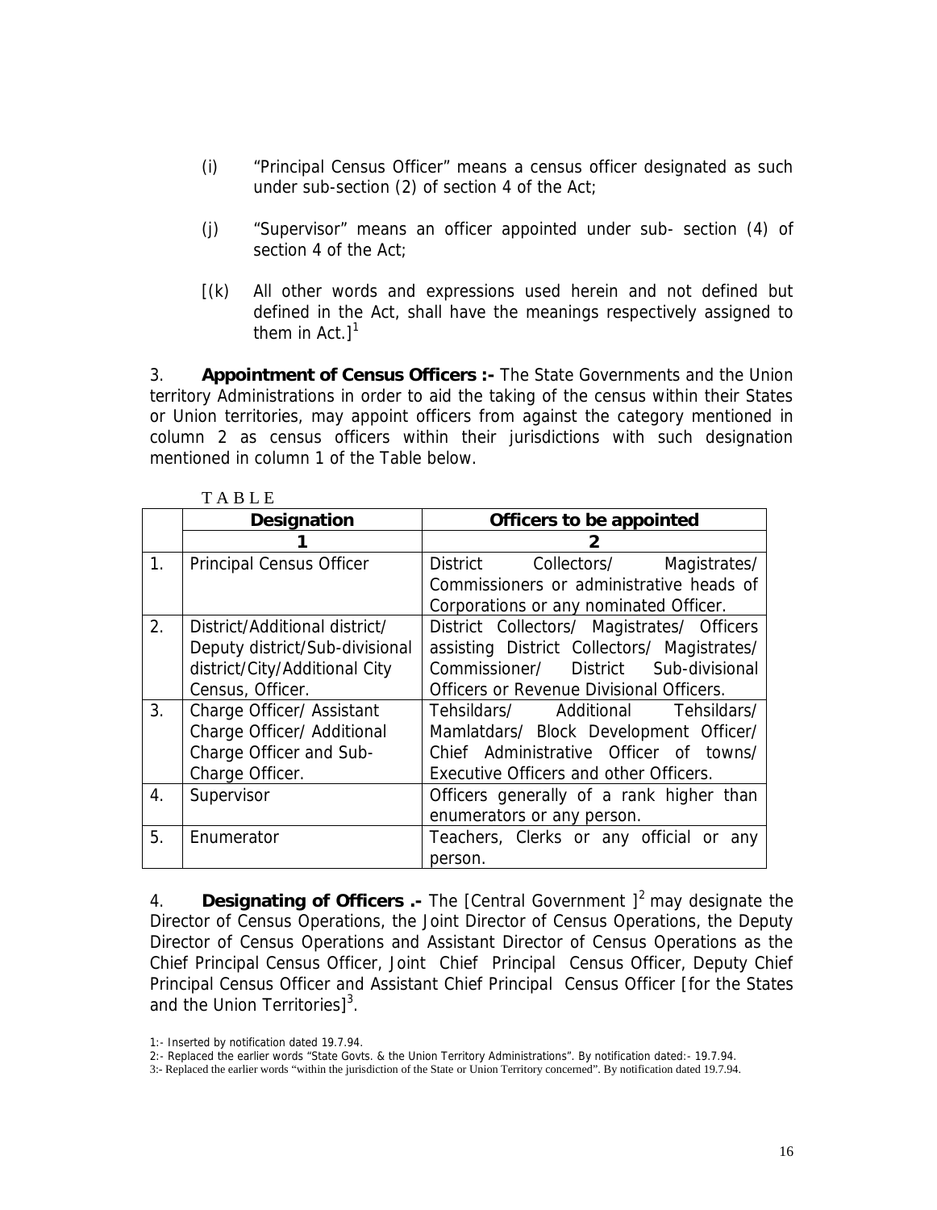(i) "Principal Census Officer" means a census officer designated as such under sub-section (2) of section 4 of the Act;

(j) "Supervisor" means an officer appointed under sub- section (4) of section 4 of the Act;

[(k) All other words and expressions used herein and not defined but defined in the Act, shall have the meanings respectively assigned to them in Act.][1]

3. **Appointment of Census Officers :-** The State Governments and the Union territory Administrations in order to aid the taking of the census within their States or Union territories, may appoint officers from against the category mentioned in column 2 as census officers within their jurisdictions with such designation mentioned in column 1 of the Table below.

TABLE

| | Designation | Officers to be appointed |
|---|---|---|
| | 1 | 2 |
| 1. | Principal Census Officer | District Collectors/ Magistrates/ Commissioners or administrative heads of Corporations or any nominated Officer. |
| 2. | District/Additional district/ Deputy district/Sub-divisional district/City/Additional City Census, Officer. | District Collectors/ Magistrates/ Officers assisting District Collectors/ Magistrates/ Commissioner/ District Sub-divisional Officers or Revenue Divisional Officers. |
| 3. | Charge Officer/ Assistant Charge Officer/ Additional Charge Officer and Sub-Charge Officer. | Tehsildars/ Additional Tehsildars/ Mamlatdars/ Block Development Officer/ Chief Administrative Officer of towns/ Executive Officers and other Officers. |
| 4. | Supervisor | Officers generally of a rank higher than enumerators or any person. |
| 5. | Enumerator | Teachers, Clerks or any official or any person. |

4. **Designating of Officers .-** The [Central Government ][2] may designate the Director of Census Operations, the Joint Director of Census Operations, the Deputy Director of Census Operations and Assistant Director of Census Operations as the Chief Principal Census Officer, Joint Chief Principal Census Officer, Deputy Chief Principal Census Officer and Assistant Chief Principal Census Officer [for the States and the Union Territories][3].

1:- Inserted by notification dated 19.7.94.

2:- Replaced the earlier words "State Govts. & the Union Territory Administrations". By notification dated:- 19.7.94.

3:- Replaced the earlier words "within the jurisdiction of the State or Union Territory concerned". By notification dated 19.7.94.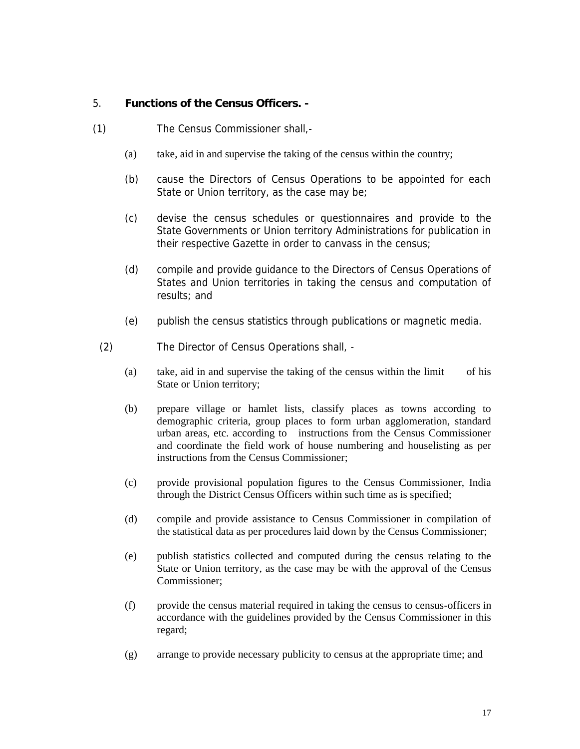5. **Functions of the Census Officers. -**

(1) The Census Commissioner shall,-

(a) take, aid in and supervise the taking of the census within the country;

(b) cause the Directors of Census Operations to be appointed for each State or Union territory, as the case may be;

(c) devise the census schedules or questionnaires and provide to the State Governments or Union territory Administrations for publication in their respective Gazette in order to canvass in the census;

(d) compile and provide guidance to the Directors of Census Operations of States and Union territories in taking the census and computation of results; and

(e) publish the census statistics through publications or magnetic media.

(2) The Director of Census Operations shall, -

(a) take, aid in and supervise the taking of the census within the limit of his State or Union territory;

(b) prepare village or hamlet lists, classify places as towns according to demographic criteria, group places to form urban agglomeration, standard urban areas, etc. according to instructions from the Census Commissioner and coordinate the field work of house numbering and houselisting as per instructions from the Census Commissioner;

(c) provide provisional population figures to the Census Commissioner, India through the District Census Officers within such time as is specified;

(d) compile and provide assistance to Census Commissioner in compilation of the statistical data as per procedures laid down by the Census Commissioner;

(e) publish statistics collected and computed during the census relating to the State or Union territory, as the case may be with the approval of the Census Commissioner;

(f) provide the census material required in taking the census to census-officers in accordance with the guidelines provided by the Census Commissioner in this regard;

(g) arrange to provide necessary publicity to census at the appropriate time; and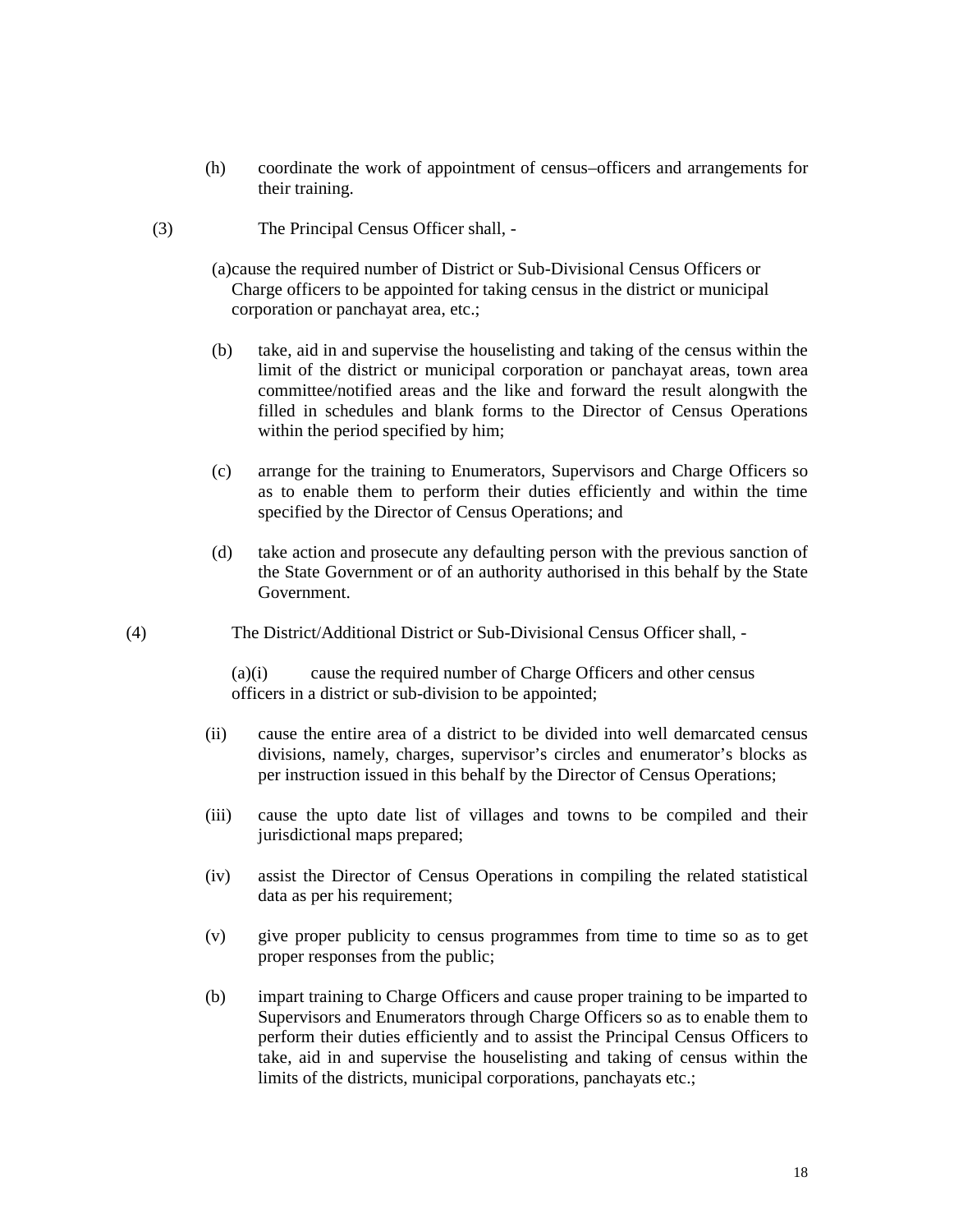(h) coordinate the work of appointment of census–officers and arrangements for their training.

(3) The Principal Census Officer shall, -

(a) cause the required number of District or Sub-Divisional Census Officers or Charge officers to be appointed for taking census in the district or municipal corporation or panchayat area, etc.;

(b) take, aid in and supervise the houselisting and taking of the census within the limit of the district or municipal corporation or panchayat areas, town area committee/notified areas and the like and forward the result alongwith the filled in schedules and blank forms to the Director of Census Operations within the period specified by him;

(c) arrange for the training to Enumerators, Supervisors and Charge Officers so as to enable them to perform their duties efficiently and within the time specified by the Director of Census Operations; and

(d) take action and prosecute any defaulting person with the previous sanction of the State Government or of an authority authorised in this behalf by the State Government.

(4) The District/Additional District or Sub-Divisional Census Officer shall, -

(a)(i) cause the required number of Charge Officers and other census officers in a district or sub-division to be appointed;

(ii) cause the entire area of a district to be divided into well demarcated census divisions, namely, charges, supervisor's circles and enumerator's blocks as per instruction issued in this behalf by the Director of Census Operations;

(iii) cause the upto date list of villages and towns to be compiled and their jurisdictional maps prepared;

(iv) assist the Director of Census Operations in compiling the related statistical data as per his requirement;

(v) give proper publicity to census programmes from time to time so as to get proper responses from the public;

(b) impart training to Charge Officers and cause proper training to be imparted to Supervisors and Enumerators through Charge Officers so as to enable them to perform their duties efficiently and to assist the Principal Census Officers to take, aid in and supervise the houselisting and taking of census within the limits of the districts, municipal corporations, panchayats etc.;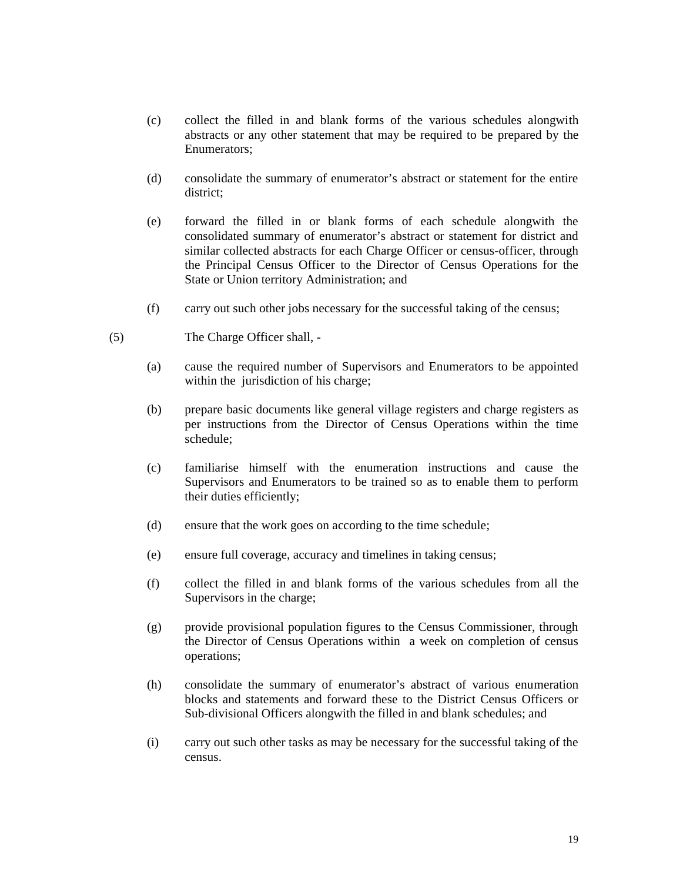(c) collect the filled in and blank forms of the various schedules alongwith abstracts or any other statement that may be required to be prepared by the Enumerators;

(d) consolidate the summary of enumerator's abstract or statement for the entire district;

(e) forward the filled in or blank forms of each schedule alongwith the consolidated summary of enumerator's abstract or statement for district and similar collected abstracts for each Charge Officer or census-officer, through the Principal Census Officer to the Director of Census Operations for the State or Union territory Administration; and

(f) carry out such other jobs necessary for the successful taking of the census;

(5) The Charge Officer shall, -

(a) cause the required number of Supervisors and Enumerators to be appointed within the jurisdiction of his charge;

(b) prepare basic documents like general village registers and charge registers as per instructions from the Director of Census Operations within the time schedule;

(c) familiarise himself with the enumeration instructions and cause the Supervisors and Enumerators to be trained so as to enable them to perform their duties efficiently;

(d) ensure that the work goes on according to the time schedule;

(e) ensure full coverage, accuracy and timelines in taking census;

(f) collect the filled in and blank forms of the various schedules from all the Supervisors in the charge;

(g) provide provisional population figures to the Census Commissioner, through the Director of Census Operations within a week on completion of census operations;

(h) consolidate the summary of enumerator's abstract of various enumeration blocks and statements and forward these to the District Census Officers or Sub-divisional Officers alongwith the filled in and blank schedules; and

(i) carry out such other tasks as may be necessary for the successful taking of the census.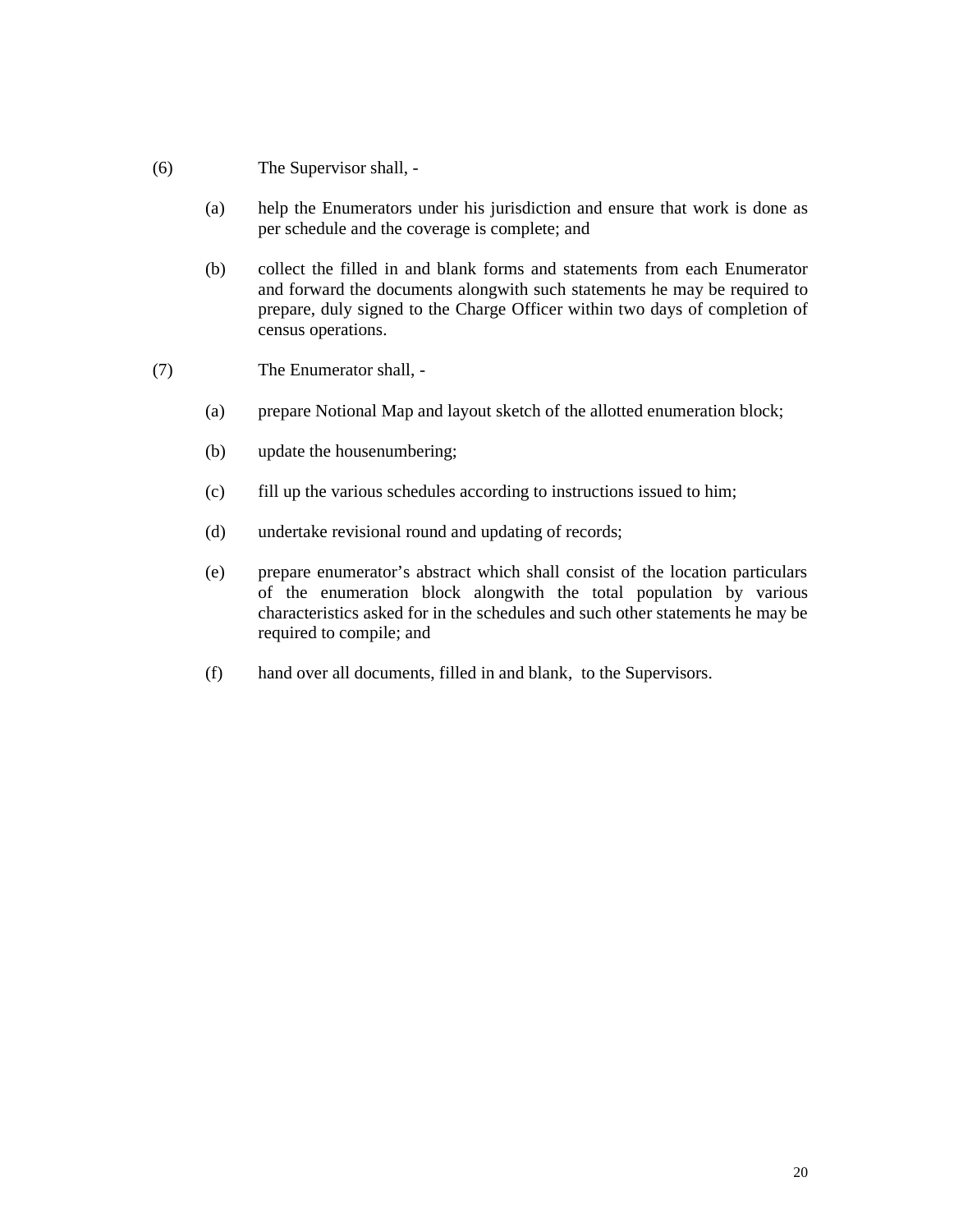(6) The Supervisor shall, -

(a) help the Enumerators under his jurisdiction and ensure that work is done as per schedule and the coverage is complete; and

(b) collect the filled in and blank forms and statements from each Enumerator and forward the documents alongwith such statements he may be required to prepare, duly signed to the Charge Officer within two days of completion of census operations.

(7) The Enumerator shall, -

(a) prepare Notional Map and layout sketch of the allotted enumeration block;

(b) update the housenumbering;

(c) fill up the various schedules according to instructions issued to him;

(d) undertake revisional round and updating of records;

(e) prepare enumerator's abstract which shall consist of the location particulars of the enumeration block alongwith the total population by various characteristics asked for in the schedules and such other statements he may be required to compile; and

(f) hand over all documents, filled in and blank, to the Supervisors.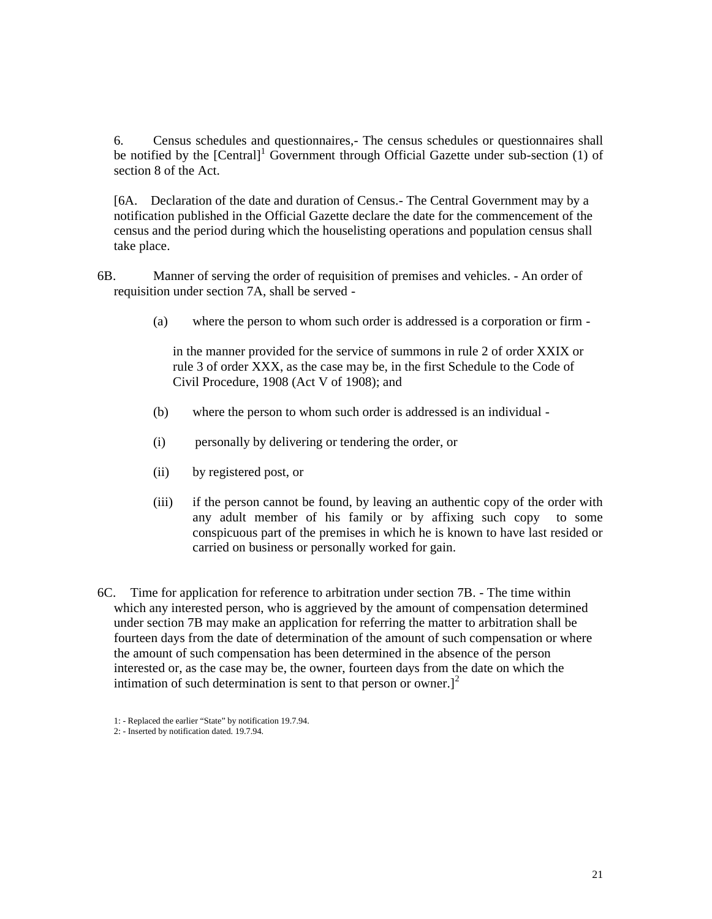6. Census schedules and questionnaires,- The census schedules or questionnaires shall be notified by the [Central][1] Government through Official Gazette under sub-section (1) of section 8 of the Act.

[6A. Declaration of the date and duration of Census.- The Central Government may by a notification published in the Official Gazette declare the date for the commencement of the census and the period during which the houselisting operations and population census shall take place.

6B. Manner of serving the order of requisition of premises and vehicles. - An order of requisition under section 7A, shall be served -

(a) where the person to whom such order is addressed is a corporation or firm -

in the manner provided for the service of summons in rule 2 of order XXIX or rule 3 of order XXX, as the case may be, in the first Schedule to the Code of Civil Procedure, 1908 (Act V of 1908); and

(b) where the person to whom such order is addressed is an individual -

(i) personally by delivering or tendering the order, or

(ii) by registered post, or

(iii) if the person cannot be found, by leaving an authentic copy of the order with any adult member of his family or by affixing such copy to some conspicuous part of the premises in which he is known to have last resided or carried on business or personally worked for gain.

6C. Time for application for reference to arbitration under section 7B. - The time within which any interested person, who is aggrieved by the amount of compensation determined under section 7B may make an application for referring the matter to arbitration shall be fourteen days from the date of determination of the amount of such compensation or where the amount of such compensation has been determined in the absence of the person interested or, as the case may be, the owner, fourteen days from the date on which the intimation of such determination is sent to that person or owner.][2]

1: - Replaced the earlier "State" by notification 19.7.94.

2: - Inserted by notification dated. 19.7.94.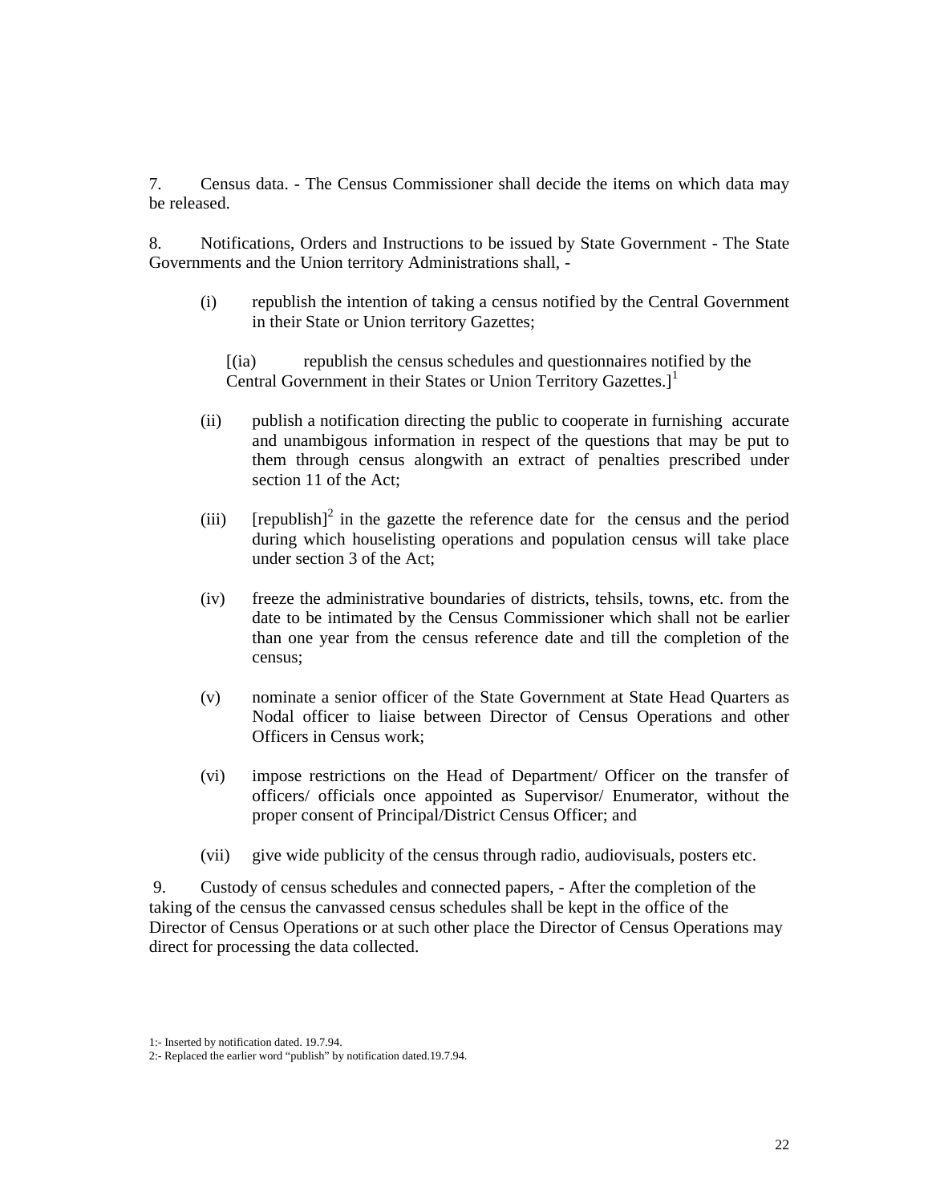7. Census data. - The Census Commissioner shall decide the items on which data may be released.

8. Notifications, Orders and Instructions to be issued by State Government - The State Governments and the Union territory Administrations shall, -

(i) republish the intention of taking a census notified by the Central Government in their State or Union territory Gazettes;

[(ia) republish the census schedules and questionnaires notified by the Central Government in their States or Union Territory Gazettes.][1]

(ii) publish a notification directing the public to cooperate in furnishing accurate and unambigous information in respect of the questions that may be put to them through census alongwith an extract of penalties prescribed under section 11 of the Act;

(iii) [republish][2] in the gazette the reference date for the census and the period during which houselisting operations and population census will take place under section 3 of the Act;

(iv) freeze the administrative boundaries of districts, tehsils, towns, etc. from the date to be intimated by the Census Commissioner which shall not be earlier than one year from the census reference date and till the completion of the census;

(v) nominate a senior officer of the State Government at State Head Quarters as Nodal officer to liaise between Director of Census Operations and other Officers in Census work;

(vi) impose restrictions on the Head of Department/ Officer on the transfer of officers/ officials once appointed as Supervisor/ Enumerator, without the proper consent of Principal/District Census Officer; and

(vii) give wide publicity of the census through radio, audiovisuals, posters etc.

9. Custody of census schedules and connected papers, - After the completion of the taking of the census the canvassed census schedules shall be kept in the office of the Director of Census Operations or at such other place the Director of Census Operations may direct for processing the data collected.

1:- Inserted by notification dated. 19.7.94.

2:- Replaced the earlier word "publish" by notification dated.19.7.94.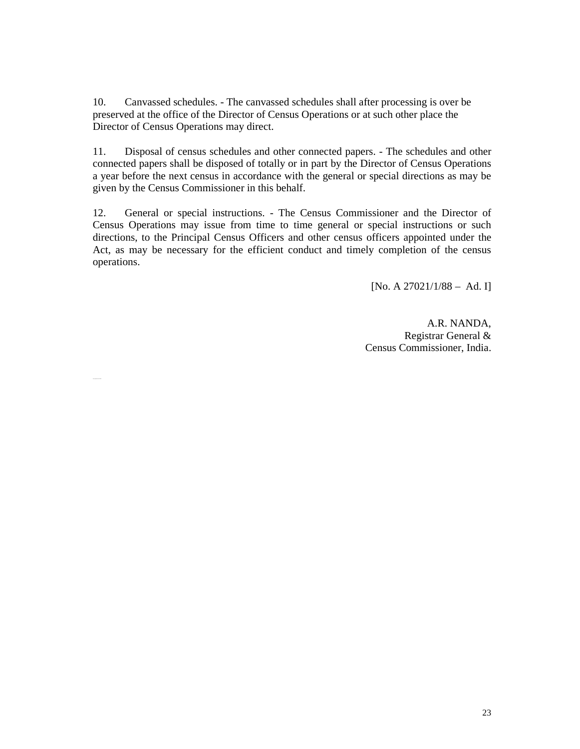10. Canvassed schedules. - The canvassed schedules shall after processing is over be preserved at the office of the Director of Census Operations or at such other place the Director of Census Operations may direct.

11. Disposal of census schedules and other connected papers. - The schedules and other connected papers shall be disposed of totally or in part by the Director of Census Operations a year before the next census in accordance with the general or special directions as may be given by the Census Commissioner in this behalf.

12. General or special instructions. - The Census Commissioner and the Director of Census Operations may issue from time to time general or special instructions or such directions, to the Principal Census Officers and other census officers appointed under the Act, as may be necessary for the efficient conduct and timely completion of the census operations.

[No. A 27021/1/88 – Ad. I]

A.R. NANDA,  
Registrar General &  
Census Commissioner, India.